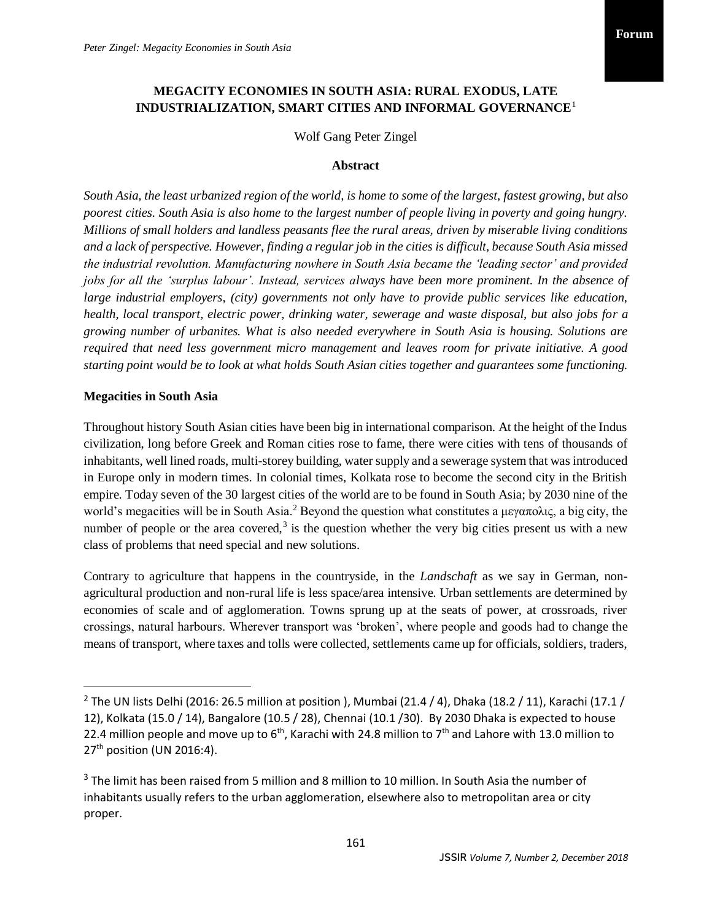# MEGACITY ECONOMIES IN SOUTH ASIA: RURAL EXODUS, LATE INDUSTRIALIZATION, SMART CITIES AND INFORMAL GOVERNANCE[1]

Wolf Gang Peter Zingel

**Abstract**

*South Asia, the least urbanized region of the world, is home to some of the largest, fastest growing, but also poorest cities. South Asia is also home to the largest number of people living in poverty and going hungry. Millions of small holders and landless peasants flee the rural areas, driven by miserable living conditions and a lack of perspective. However, finding a regular job in the cities is difficult, because South Asia missed the industrial revolution. Manufacturing nowhere in South Asia became the 'leading sector' and provided jobs for all the 'surplus labour'. Instead, services always have been more prominent. In the absence of large industrial employers, (city) governments not only have to provide public services like education, health, local transport, electric power, drinking water, sewerage and waste disposal, but also jobs for a growing number of urbanites. What is also needed everywhere in South Asia is housing. Solutions are required that need less government micro management and leaves room for private initiative. A good starting point would be to look at what holds South Asian cities together and guarantees some functioning.*

## Megacities in South Asia

Throughout history South Asian cities have been big in international comparison. At the height of the Indus civilization, long before Greek and Roman cities rose to fame, there were cities with tens of thousands of inhabitants, well lined roads, multi-storey building, water supply and a sewerage system that was introduced in Europe only in modern times. In colonial times, Kolkata rose to become the second city in the British empire. Today seven of the 30 largest cities of the world are to be found in South Asia; by 2030 nine of the world's megacities will be in South Asia.[2] Beyond the question what constitutes a μεγαπολις, a big city, the number of people or the area covered,[3] is the question whether the very big cities present us with a new class of problems that need special and new solutions.

Contrary to agriculture that happens in the countryside, in the *Landschaft* as we say in German, non-agricultural production and non-rural life is less space/area intensive. Urban settlements are determined by economies of scale and of agglomeration. Towns sprung up at the seats of power, at crossroads, river crossings, natural harbours. Wherever transport was 'broken', where people and goods had to change the means of transport, where taxes and tolls were collected, settlements came up for officials, soldiers, traders,

---

[2] The UN lists Delhi (2016: 26.5 million at position ), Mumbai (21.4 / 4), Dhaka (18.2 / 11), Karachi (17.1 / 12), Kolkata (15.0 / 14), Bangalore (10.5 / 28), Chennai (10.1 /30). By 2030 Dhaka is expected to house 22.4 million people and move up to 6th, Karachi with 24.8 million to 7th and Lahore with 13.0 million to 27th position (UN 2016:4).

[3] The limit has been raised from 5 million and 8 million to 10 million. In South Asia the number of inhabitants usually refers to the urban agglomeration, elsewhere also to metropolitan area or city proper.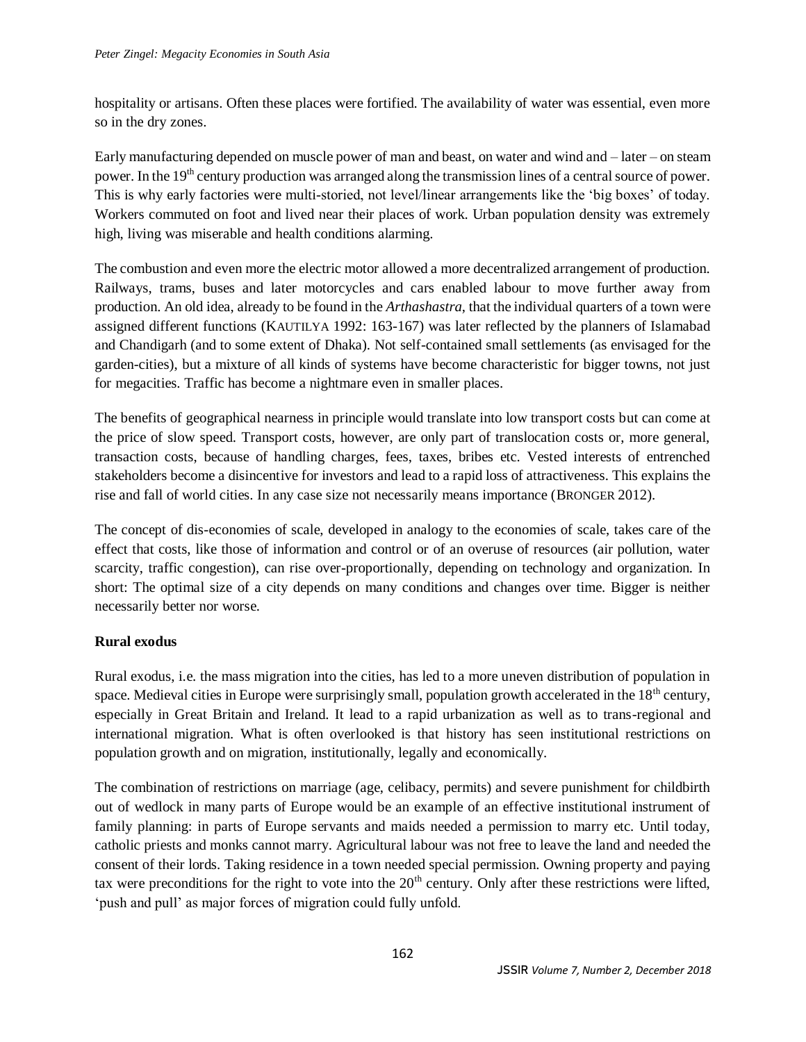hospitality or artisans. Often these places were fortified. The availability of water was essential, even more so in the dry zones.

Early manufacturing depended on muscle power of man and beast, on water and wind and – later – on steam power. In the 19th century production was arranged along the transmission lines of a central source of power. This is why early factories were multi-storied, not level/linear arrangements like the 'big boxes' of today. Workers commuted on foot and lived near their places of work. Urban population density was extremely high, living was miserable and health conditions alarming.

The combustion and even more the electric motor allowed a more decentralized arrangement of production. Railways, trams, buses and later motorcycles and cars enabled labour to move further away from production. An old idea, already to be found in the *Arthashastra*, that the individual quarters of a town were assigned different functions (KAUTILYA 1992: 163-167) was later reflected by the planners of Islamabad and Chandigarh (and to some extent of Dhaka). Not self-contained small settlements (as envisaged for the garden-cities), but a mixture of all kinds of systems have become characteristic for bigger towns, not just for megacities. Traffic has become a nightmare even in smaller places.

The benefits of geographical nearness in principle would translate into low transport costs but can come at the price of slow speed. Transport costs, however, are only part of translocation costs or, more general, transaction costs, because of handling charges, fees, taxes, bribes etc. Vested interests of entrenched stakeholders become a disincentive for investors and lead to a rapid loss of attractiveness. This explains the rise and fall of world cities. In any case size not necessarily means importance (BRONGER 2012).

The concept of dis-economies of scale, developed in analogy to the economies of scale, takes care of the effect that costs, like those of information and control or of an overuse of resources (air pollution, water scarcity, traffic congestion), can rise over-proportionally, depending on technology and organization. In short: The optimal size of a city depends on many conditions and changes over time. Bigger is neither necessarily better nor worse.

**Rural exodus**

Rural exodus, i.e. the mass migration into the cities, has led to a more uneven distribution of population in space. Medieval cities in Europe were surprisingly small, population growth accelerated in the 18th century, especially in Great Britain and Ireland. It lead to a rapid urbanization as well as to trans-regional and international migration. What is often overlooked is that history has seen institutional restrictions on population growth and on migration, institutionally, legally and economically.

The combination of restrictions on marriage (age, celibacy, permits) and severe punishment for childbirth out of wedlock in many parts of Europe would be an example of an effective institutional instrument of family planning: in parts of Europe servants and maids needed a permission to marry etc. Until today, catholic priests and monks cannot marry. Agricultural labour was not free to leave the land and needed the consent of their lords. Taking residence in a town needed special permission. Owning property and paying tax were preconditions for the right to vote into the 20th century. Only after these restrictions were lifted, 'push and pull' as major forces of migration could fully unfold.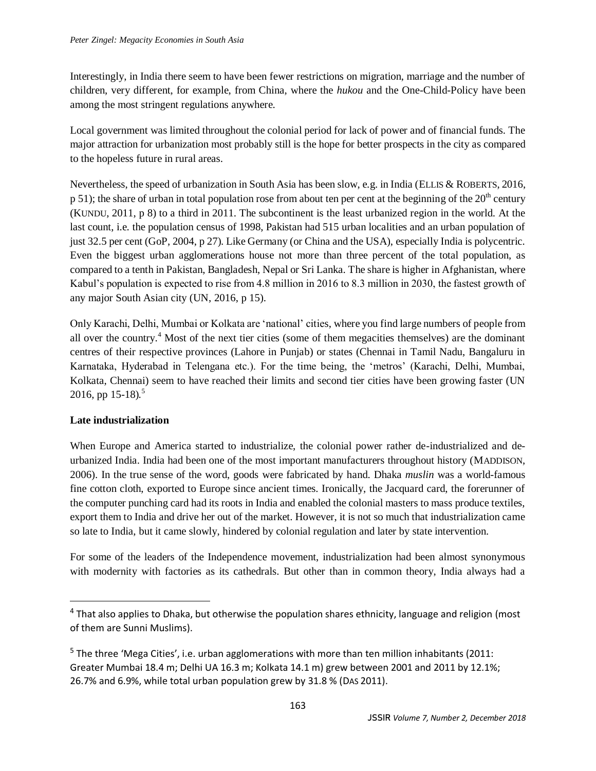Interestingly, in India there seem to have been fewer restrictions on migration, marriage and the number of children, very different, for example, from China, where the *hukou* and the One-Child-Policy have been among the most stringent regulations anywhere.

Local government was limited throughout the colonial period for lack of power and of financial funds. The major attraction for urbanization most probably still is the hope for better prospects in the city as compared to the hopeless future in rural areas.

Nevertheless, the speed of urbanization in South Asia has been slow, e.g. in India (ELLIS & ROBERTS, 2016, p 51); the share of urban in total population rose from about ten per cent at the beginning of the 20th century (KUNDU, 2011, p 8) to a third in 2011. The subcontinent is the least urbanized region in the world. At the last count, i.e. the population census of 1998, Pakistan had 515 urban localities and an urban population of just 32.5 per cent (GoP, 2004, p 27). Like Germany (or China and the USA), especially India is polycentric. Even the biggest urban agglomerations house not more than three percent of the total population, as compared to a tenth in Pakistan, Bangladesh, Nepal or Sri Lanka. The share is higher in Afghanistan, where Kabul's population is expected to rise from 4.8 million in 2016 to 8.3 million in 2030, the fastest growth of any major South Asian city (UN, 2016, p 15).

Only Karachi, Delhi, Mumbai or Kolkata are 'national' cities, where you find large numbers of people from all over the country.[4] Most of the next tier cities (some of them megacities themselves) are the dominant centres of their respective provinces (Lahore in Punjab) or states (Chennai in Tamil Nadu, Bangaluru in Karnataka, Hyderabad in Telengana etc.). For the time being, the 'metros' (Karachi, Delhi, Mumbai, Kolkata, Chennai) seem to have reached their limits and second tier cities have been growing faster (UN 2016, pp 15-18).[5]

**Late industrialization**

When Europe and America started to industrialize, the colonial power rather de-industrialized and de-urbanized India. India had been one of the most important manufacturers throughout history (MADDISON, 2006). In the true sense of the word, goods were fabricated by hand. Dhaka *muslin* was a world-famous fine cotton cloth, exported to Europe since ancient times. Ironically, the Jacquard card, the forerunner of the computer punching card had its roots in India and enabled the colonial masters to mass produce textiles, export them to India and drive her out of the market. However, it is not so much that industrialization came so late to India, but it came slowly, hindered by colonial regulation and later by state intervention.

For some of the leaders of the Independence movement, industrialization had been almost synonymous with modernity with factories as its cathedrals. But other than in common theory, India always had a

---

[4] That also applies to Dhaka, but otherwise the population shares ethnicity, language and religion (most of them are Sunni Muslims).

[5] The three 'Mega Cities', i.e. urban agglomerations with more than ten million inhabitants (2011: Greater Mumbai 18.4 m; Delhi UA 16.3 m; Kolkata 14.1 m) grew between 2001 and 2011 by 12.1%; 26.7% and 6.9%, while total urban population grew by 31.8 % (DAS 2011).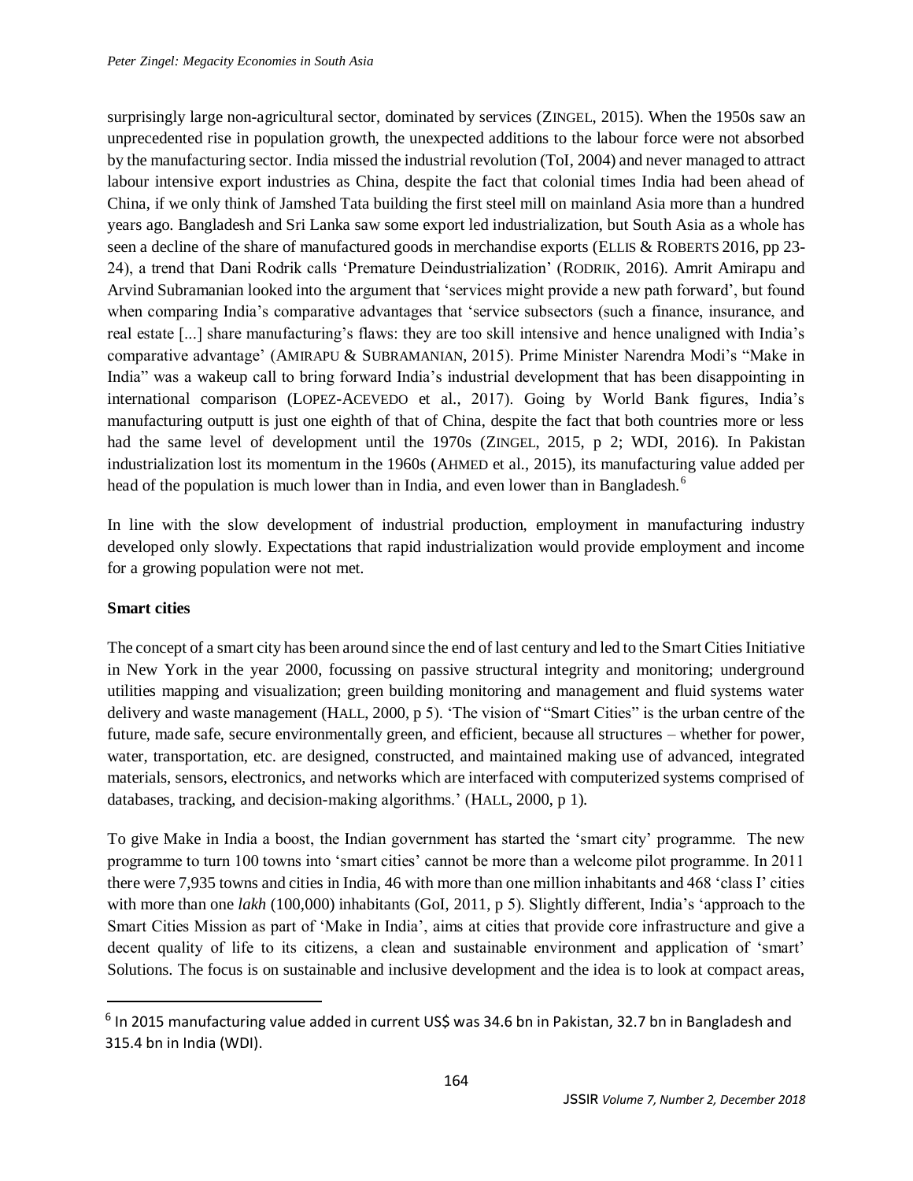surprisingly large non-agricultural sector, dominated by services (ZINGEL, 2015). When the 1950s saw an unprecedented rise in population growth, the unexpected additions to the labour force were not absorbed by the manufacturing sector. India missed the industrial revolution (ToI, 2004) and never managed to attract labour intensive export industries as China, despite the fact that colonial times India had been ahead of China, if we only think of Jamshed Tata building the first steel mill on mainland Asia more than a hundred years ago. Bangladesh and Sri Lanka saw some export led industrialization, but South Asia as a whole has seen a decline of the share of manufactured goods in merchandise exports (ELLIS & ROBERTS 2016, pp 23-24), a trend that Dani Rodrik calls 'Premature Deindustrialization' (RODRIK, 2016). Amrit Amirapu and Arvind Subramanian looked into the argument that 'services might provide a new path forward', but found when comparing India's comparative advantages that 'service subsectors (such a finance, insurance, and real estate [...] share manufacturing's flaws: they are too skill intensive and hence unaligned with India's comparative advantage' (AMIRAPU & SUBRAMANIAN, 2015). Prime Minister Narendra Modi's "Make in India" was a wakeup call to bring forward India's industrial development that has been disappointing in international comparison (LOPEZ-ACEVEDO et al., 2017). Going by World Bank figures, India's manufacturing outputt is just one eighth of that of China, despite the fact that both countries more or less had the same level of development until the 1970s (ZINGEL, 2015, p 2; WDI, 2016). In Pakistan industrialization lost its momentum in the 1960s (AHMED et al., 2015), its manufacturing value added per head of the population is much lower than in India, and even lower than in Bangladesh.[6]

In line with the slow development of industrial production, employment in manufacturing industry developed only slowly. Expectations that rapid industrialization would provide employment and income for a growing population were not met.

**Smart cities**

The concept of a smart city has been around since the end of last century and led to the Smart Cities Initiative in New York in the year 2000, focussing on passive structural integrity and monitoring; underground utilities mapping and visualization; green building monitoring and management and fluid systems water delivery and waste management (HALL, 2000, p 5). 'The vision of "Smart Cities" is the urban centre of the future, made safe, secure environmentally green, and efficient, because all structures – whether for power, water, transportation, etc. are designed, constructed, and maintained making use of advanced, integrated materials, sensors, electronics, and networks which are interfaced with computerized systems comprised of databases, tracking, and decision-making algorithms.' (HALL, 2000, p 1).

To give Make in India a boost, the Indian government has started the 'smart city' programme. The new programme to turn 100 towns into 'smart cities' cannot be more than a welcome pilot programme. In 2011 there were 7,935 towns and cities in India, 46 with more than one million inhabitants and 468 'class I' cities with more than one *lakh* (100,000) inhabitants (GoI, 2011, p 5). Slightly different, India's 'approach to the Smart Cities Mission as part of 'Make in India', aims at cities that provide core infrastructure and give a decent quality of life to its citizens, a clean and sustainable environment and application of 'smart' Solutions. The focus is on sustainable and inclusive development and the idea is to look at compact areas,

[6] In 2015 manufacturing value added in current US$ was 34.6 bn in Pakistan, 32.7 bn in Bangladesh and 315.4 bn in India (WDI).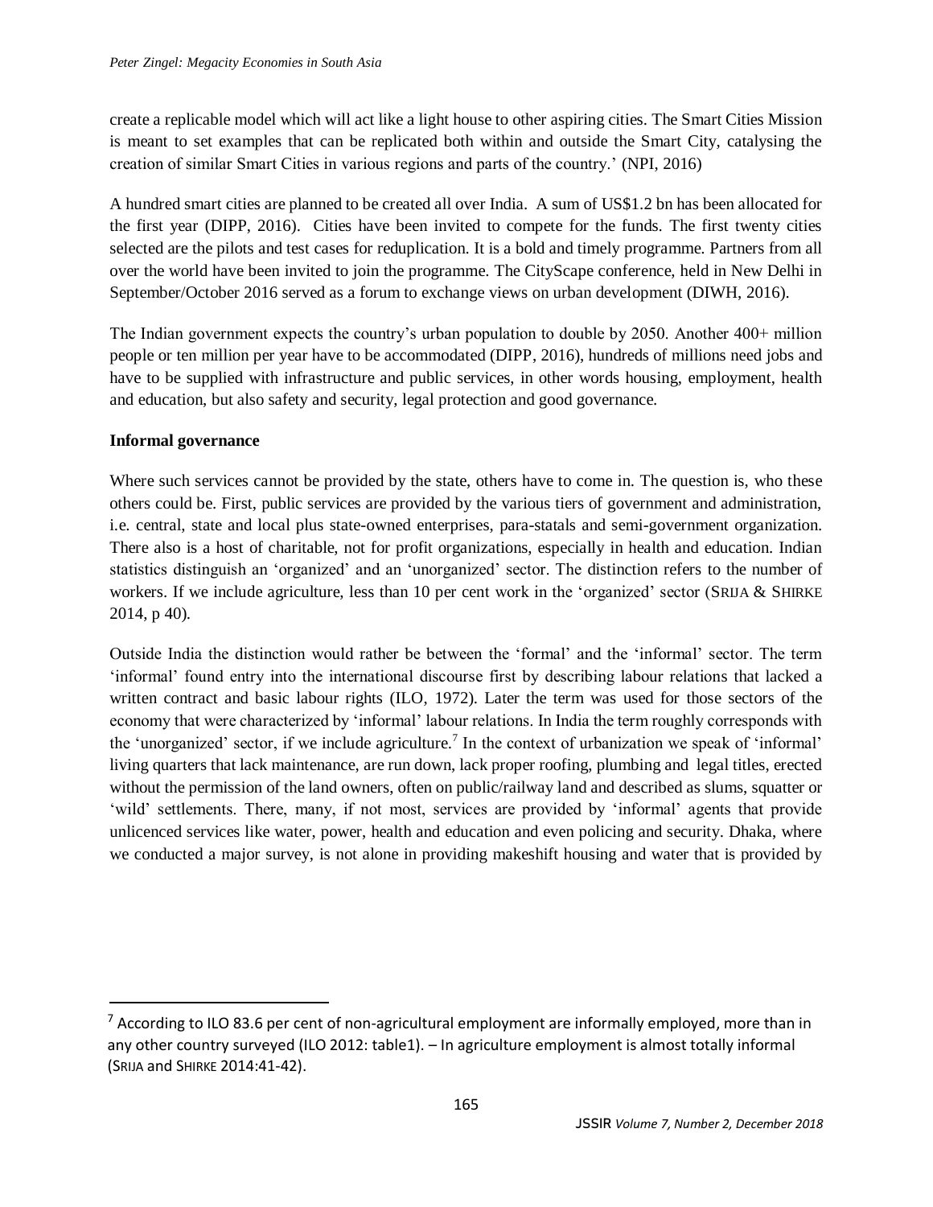create a replicable model which will act like a light house to other aspiring cities. The Smart Cities Mission is meant to set examples that can be replicated both within and outside the Smart City, catalysing the creation of similar Smart Cities in various regions and parts of the country.' (NPI, 2016)

A hundred smart cities are planned to be created all over India. A sum of US$1.2 bn has been allocated for the first year (DIPP, 2016). Cities have been invited to compete for the funds. The first twenty cities selected are the pilots and test cases for reduplication. It is a bold and timely programme. Partners from all over the world have been invited to join the programme. The CityScape conference, held in New Delhi in September/October 2016 served as a forum to exchange views on urban development (DIWH, 2016).

The Indian government expects the country's urban population to double by 2050. Another 400+ million people or ten million per year have to be accommodated (DIPP, 2016), hundreds of millions need jobs and have to be supplied with infrastructure and public services, in other words housing, employment, health and education, but also safety and security, legal protection and good governance.

**Informal governance**

Where such services cannot be provided by the state, others have to come in. The question is, who these others could be. First, public services are provided by the various tiers of government and administration, i.e. central, state and local plus state-owned enterprises, para-statals and semi-government organization. There also is a host of charitable, not for profit organizations, especially in health and education. Indian statistics distinguish an 'organized' and an 'unorganized' sector. The distinction refers to the number of workers. If we include agriculture, less than 10 per cent work in the 'organized' sector (SRIJA & SHIRKE 2014, p 40).

Outside India the distinction would rather be between the 'formal' and the 'informal' sector. The term 'informal' found entry into the international discourse first by describing labour relations that lacked a written contract and basic labour rights (ILO, 1972). Later the term was used for those sectors of the economy that were characterized by 'informal' labour relations. In India the term roughly corresponds with the 'unorganized' sector, if we include agriculture.[7] In the context of urbanization we speak of 'informal' living quarters that lack maintenance, are run down, lack proper roofing, plumbing and legal titles, erected without the permission of the land owners, often on public/railway land and described as slums, squatter or 'wild' settlements. There, many, if not most, services are provided by 'informal' agents that provide unlicenced services like water, power, health and education and even policing and security. Dhaka, where we conducted a major survey, is not alone in providing makeshift housing and water that is provided by

---

[7] According to ILO 83.6 per cent of non-agricultural employment are informally employed, more than in any other country surveyed (ILO 2012: table1). – In agriculture employment is almost totally informal (SRIJA and SHIRKE 2014:41-42).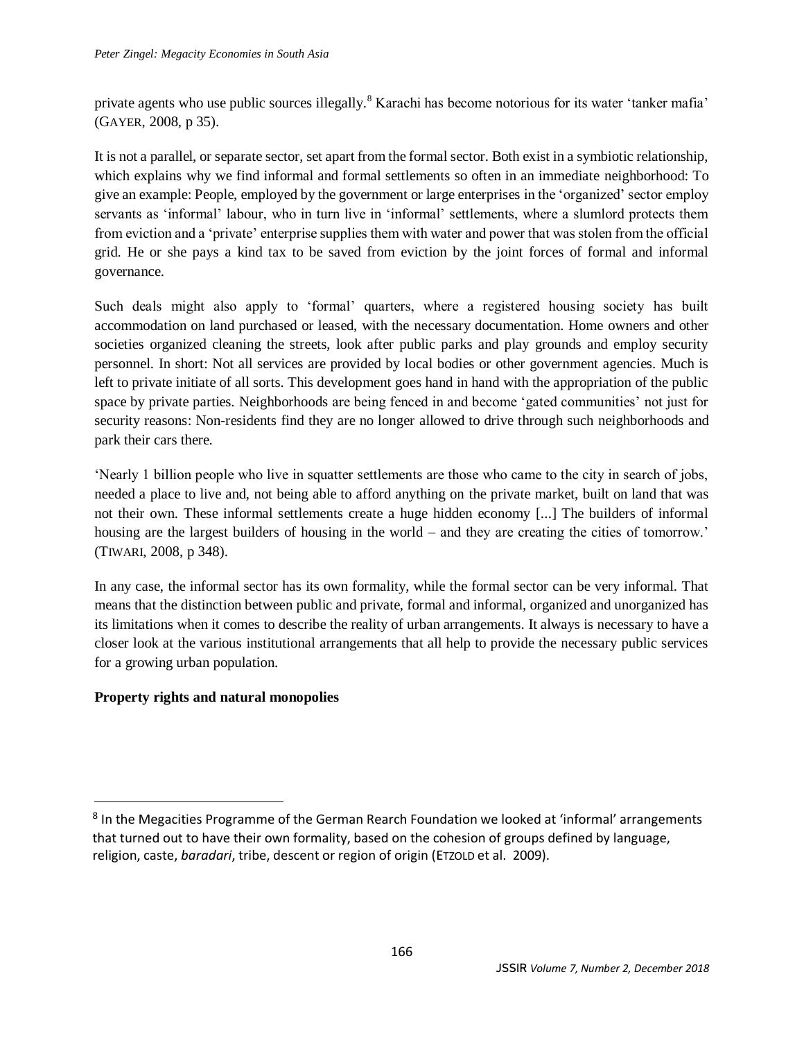private agents who use public sources illegally.[8] Karachi has become notorious for its water 'tanker mafia' (GAYER, 2008, p 35).

It is not a parallel, or separate sector, set apart from the formal sector. Both exist in a symbiotic relationship, which explains why we find informal and formal settlements so often in an immediate neighborhood: To give an example: People, employed by the government or large enterprises in the 'organized' sector employ servants as 'informal' labour, who in turn live in 'informal' settlements, where a slumlord protects them from eviction and a 'private' enterprise supplies them with water and power that was stolen from the official grid. He or she pays a kind tax to be saved from eviction by the joint forces of formal and informal governance.

Such deals might also apply to 'formal' quarters, where a registered housing society has built accommodation on land purchased or leased, with the necessary documentation. Home owners and other societies organized cleaning the streets, look after public parks and play grounds and employ security personnel. In short: Not all services are provided by local bodies or other government agencies. Much is left to private initiate of all sorts. This development goes hand in hand with the appropriation of the public space by private parties. Neighborhoods are being fenced in and become 'gated communities' not just for security reasons: Non-residents find they are no longer allowed to drive through such neighborhoods and park their cars there.

'Nearly 1 billion people who live in squatter settlements are those who came to the city in search of jobs, needed a place to live and, not being able to afford anything on the private market, built on land that was not their own. These informal settlements create a huge hidden economy [...] The builders of informal housing are the largest builders of housing in the world – and they are creating the cities of tomorrow.' (TIWARI, 2008, p 348).

In any case, the informal sector has its own formality, while the formal sector can be very informal. That means that the distinction between public and private, formal and informal, organized and unorganized has its limitations when it comes to describe the reality of urban arrangements. It always is necessary to have a closer look at the various institutional arrangements that all help to provide the necessary public services for a growing urban population.

**Property rights and natural monopolies**

---

[8] In the Megacities Programme of the German Rearch Foundation we looked at 'informal' arrangements that turned out to have their own formality, based on the cohesion of groups defined by language, religion, caste, *baradari*, tribe, descent or region of origin (ETZOLD et al. 2009).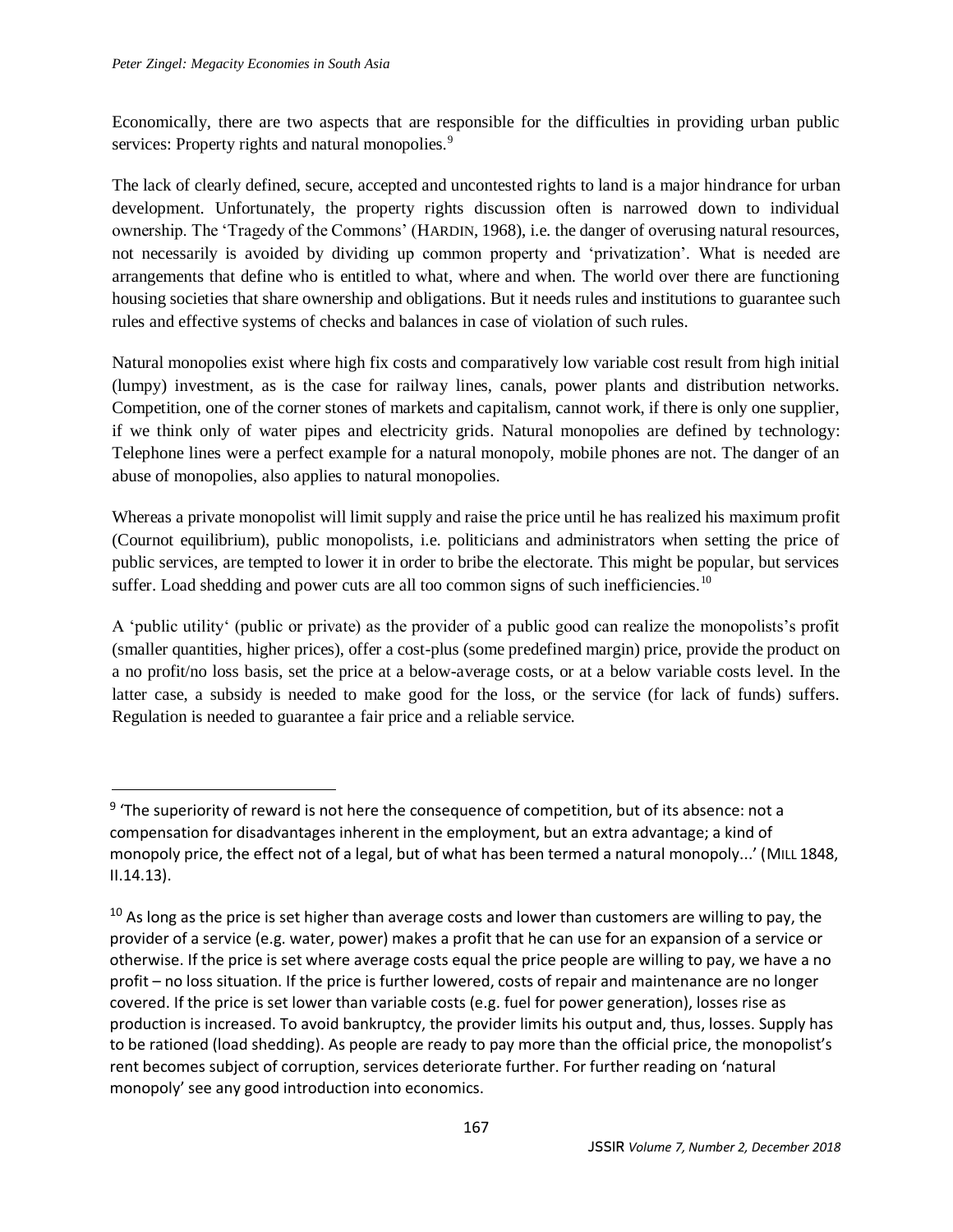Economically, there are two aspects that are responsible for the difficulties in providing urban public services: Property rights and natural monopolies.[9]

The lack of clearly defined, secure, accepted and uncontested rights to land is a major hindrance for urban development. Unfortunately, the property rights discussion often is narrowed down to individual ownership. The 'Tragedy of the Commons' (HARDIN, 1968), i.e. the danger of overusing natural resources, not necessarily is avoided by dividing up common property and 'privatization'. What is needed are arrangements that define who is entitled to what, where and when. The world over there are functioning housing societies that share ownership and obligations. But it needs rules and institutions to guarantee such rules and effective systems of checks and balances in case of violation of such rules.

Natural monopolies exist where high fix costs and comparatively low variable cost result from high initial (lumpy) investment, as is the case for railway lines, canals, power plants and distribution networks. Competition, one of the corner stones of markets and capitalism, cannot work, if there is only one supplier, if we think only of water pipes and electricity grids. Natural monopolies are defined by technology: Telephone lines were a perfect example for a natural monopoly, mobile phones are not. The danger of an abuse of monopolies, also applies to natural monopolies.

Whereas a private monopolist will limit supply and raise the price until he has realized his maximum profit (Cournot equilibrium), public monopolists, i.e. politicians and administrators when setting the price of public services, are tempted to lower it in order to bribe the electorate. This might be popular, but services suffer. Load shedding and power cuts are all too common signs of such inefficiencies.[10]

A 'public utility' (public or private) as the provider of a public good can realize the monopolists's profit (smaller quantities, higher prices), offer a cost-plus (some predefined margin) price, provide the product on a no profit/no loss basis, set the price at a below-average costs, or at a below variable costs level. In the latter case, a subsidy is needed to make good for the loss, or the service (for lack of funds) suffers. Regulation is needed to guarantee a fair price and a reliable service.

---

[9] 'The superiority of reward is not here the consequence of competition, but of its absence: not a compensation for disadvantages inherent in the employment, but an extra advantage; a kind of monopoly price, the effect not of a legal, but of what has been termed a natural monopoly...' (MILL 1848, II.14.13).

[10] As long as the price is set higher than average costs and lower than customers are willing to pay, the provider of a service (e.g. water, power) makes a profit that he can use for an expansion of a service or otherwise. If the price is set where average costs equal the price people are willing to pay, we have a no profit – no loss situation. If the price is further lowered, costs of repair and maintenance are no longer covered. If the price is set lower than variable costs (e.g. fuel for power generation), losses rise as production is increased. To avoid bankruptcy, the provider limits his output and, thus, losses. Supply has to be rationed (load shedding). As people are ready to pay more than the official price, the monopolist's rent becomes subject of corruption, services deteriorate further. For further reading on 'natural monopoly' see any good introduction into economics.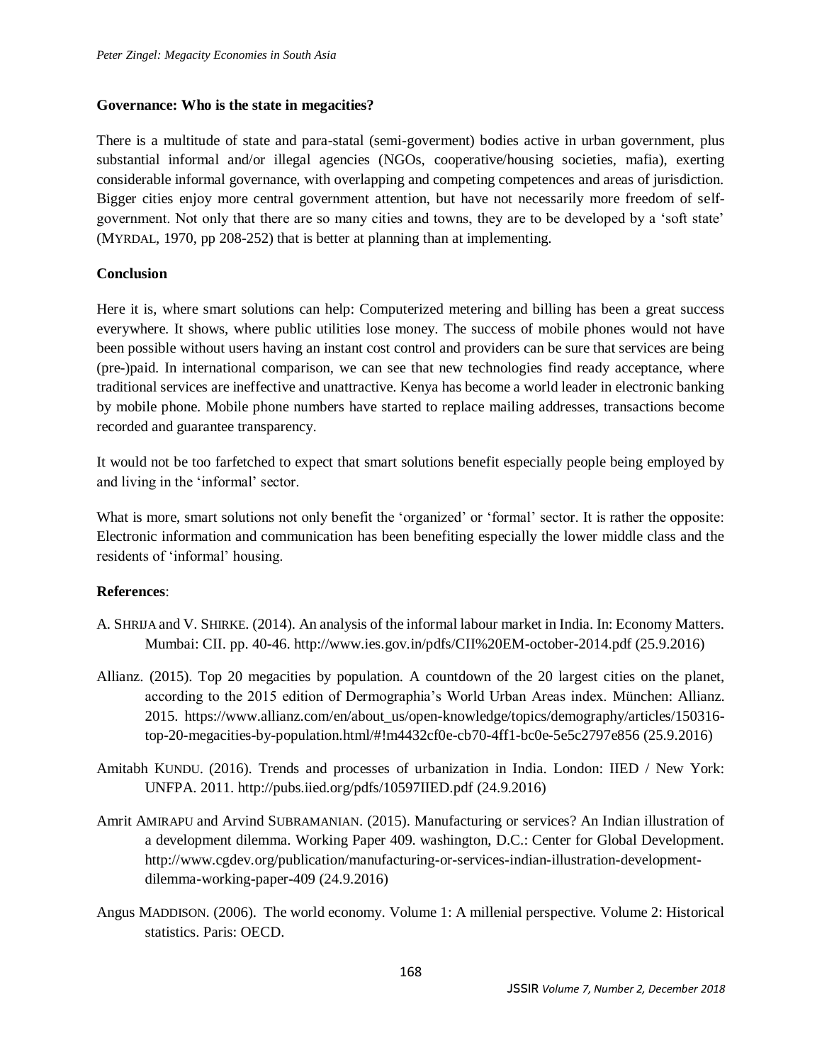**Governance: Who is the state in megacities?**

There is a multitude of state and para-statal (semi-goverment) bodies active in urban government, plus substantial informal and/or illegal agencies (NGOs, cooperative/housing societies, mafia), exerting considerable informal governance, with overlapping and competing competences and areas of jurisdiction. Bigger cities enjoy more central government attention, but have not necessarily more freedom of self-government. Not only that there are so many cities and towns, they are to be developed by a 'soft state' (MYRDAL, 1970, pp 208-252) that is better at planning than at implementing.

**Conclusion**

Here it is, where smart solutions can help: Computerized metering and billing has been a great success everywhere. It shows, where public utilities lose money. The success of mobile phones would not have been possible without users having an instant cost control and providers can be sure that services are being (pre-)paid. In international comparison, we can see that new technologies find ready acceptance, where traditional services are ineffective and unattractive. Kenya has become a world leader in electronic banking by mobile phone. Mobile phone numbers have started to replace mailing addresses, transactions become recorded and guarantee transparency.

It would not be too farfetched to expect that smart solutions benefit especially people being employed by and living in the 'informal' sector.

What is more, smart solutions not only benefit the 'organized' or 'formal' sector. It is rather the opposite: Electronic information and communication has been benefiting especially the lower middle class and the residents of 'informal' housing.

**References**:

A. SHRIJA and V. SHIRKE. (2014). An analysis of the informal labour market in India. In: Economy Matters. Mumbai: CII. pp. 40-46. http://www.ies.gov.in/pdfs/CII%20EM-october-2014.pdf (25.9.2016)

Allianz. (2015). Top 20 megacities by population. A countdown of the 20 largest cities on the planet, according to the 2015 edition of Dermographia's World Urban Areas index. München: Allianz. 2015. https://www.allianz.com/en/about_us/open-knowledge/topics/demography/articles/150316-top-20-megacities-by-population.html/#!m4432cf0e-cb70-4ff1-bc0e-5e5c2797e856 (25.9.2016)

Amitabh KUNDU. (2016). Trends and processes of urbanization in India. London: IIED / New York: UNFPA. 2011. http://pubs.iied.org/pdfs/10597IIED.pdf (24.9.2016)

Amrit AMIRAPU and Arvind SUBRAMANIAN. (2015). Manufacturing or services? An Indian illustration of a development dilemma. Working Paper 409. washington, D.C.: Center for Global Development. http://www.cgdev.org/publication/manufacturing-or-services-indian-illustration-development-dilemma-working-paper-409 (24.9.2016)

Angus MADDISON. (2006). The world economy. Volume 1: A millenial perspective. Volume 2: Historical statistics. Paris: OECD.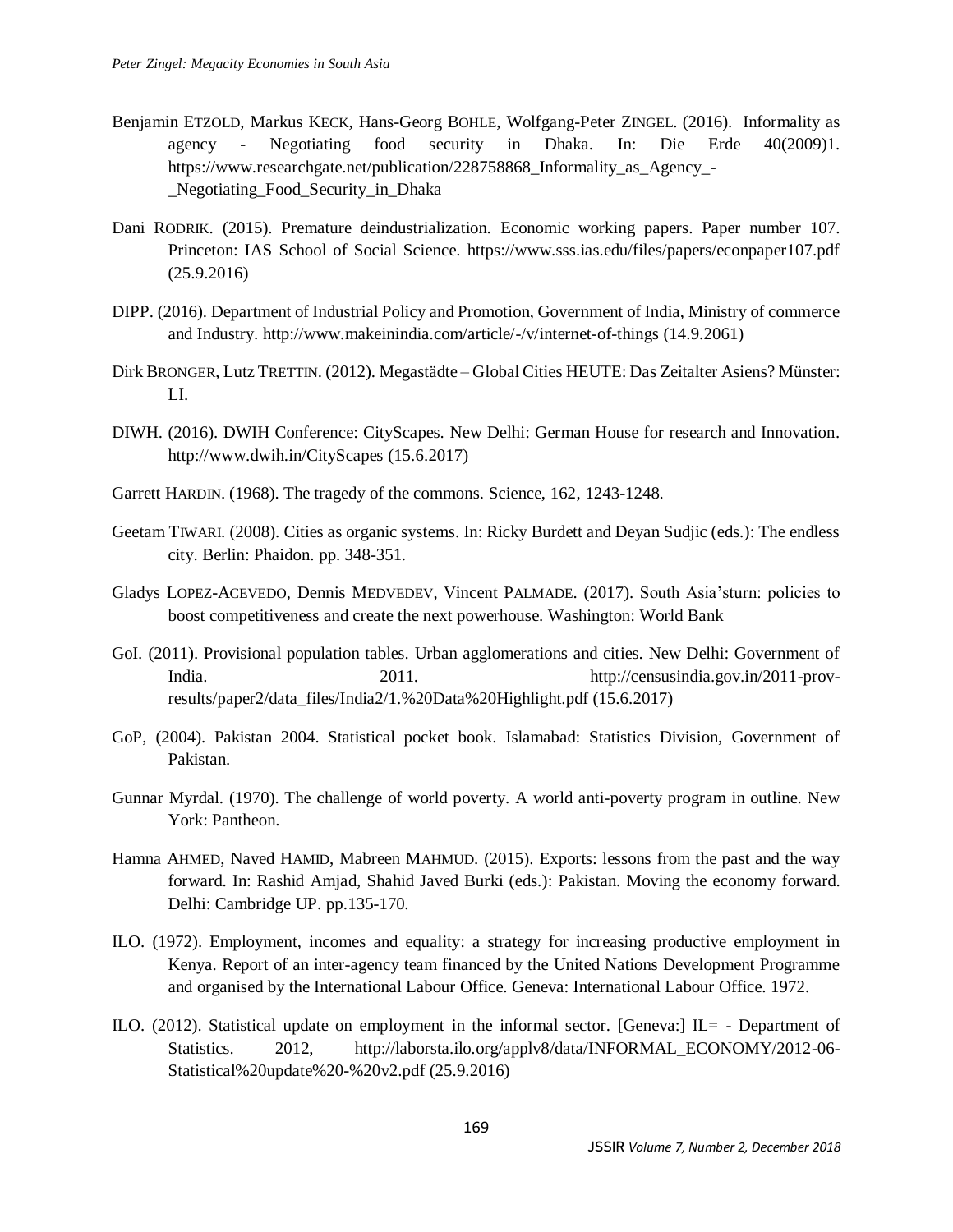Benjamin ETZOLD, Markus KECK, Hans-Georg BOHLE, Wolfgang-Peter ZINGEL. (2016). Informality as agency - Negotiating food security in Dhaka. In: Die Erde 40(2009)1. https://www.researchgate.net/publication/228758868_Informality_as_Agency_-_Negotiating_Food_Security_in_Dhaka

Dani RODRIK. (2015). Premature deindustrialization. Economic working papers. Paper number 107. Princeton: IAS School of Social Science. https://www.sss.ias.edu/files/papers/econpaper107.pdf (25.9.2016)

DIPP. (2016). Department of Industrial Policy and Promotion, Government of India, Ministry of commerce and Industry. http://www.makeinindia.com/article/-/v/internet-of-things (14.9.2061)

Dirk BRONGER, Lutz TRETTIN. (2012). Megastädte – Global Cities HEUTE: Das Zeitalter Asiens? Münster: LI.

DIWH. (2016). DWIH Conference: CityScapes. New Delhi: German House for research and Innovation. http://www.dwih.in/CityScapes (15.6.2017)

Garrett HARDIN. (1968). The tragedy of the commons. Science, 162, 1243-1248.

Geetam TIWARI. (2008). Cities as organic systems. In: Ricky Burdett and Deyan Sudjic (eds.): The endless city. Berlin: Phaidon. pp. 348-351.

Gladys LOPEZ-ACEVEDO, Dennis MEDVEDEV, Vincent PALMADE. (2017). South Asia'sturn: policies to boost competitiveness and create the next powerhouse. Washington: World Bank

GoI. (2011). Provisional population tables. Urban agglomerations and cities. New Delhi: Government of India. 2011. http://censusindia.gov.in/2011-prov-results/paper2/data_files/India2/1.%20Data%20Highlight.pdf (15.6.2017)

GoP, (2004). Pakistan 2004. Statistical pocket book. Islamabad: Statistics Division, Government of Pakistan.

Gunnar Myrdal. (1970). The challenge of world poverty. A world anti-poverty program in outline. New York: Pantheon.

Hamna AHMED, Naved HAMID, Mabreen MAHMUD. (2015). Exports: lessons from the past and the way forward. In: Rashid Amjad, Shahid Javed Burki (eds.): Pakistan. Moving the economy forward. Delhi: Cambridge UP. pp.135-170.

ILO. (1972). Employment, incomes and equality: a strategy for increasing productive employment in Kenya. Report of an inter-agency team financed by the United Nations Development Programme and organised by the International Labour Office. Geneva: International Labour Office. 1972.

ILO. (2012). Statistical update on employment in the informal sector. [Geneva:] IL= - Department of Statistics. 2012, http://laborsta.ilo.org/applv8/data/INFORMAL_ECONOMY/2012-06-Statistical%20update%20-%20v2.pdf (25.9.2016)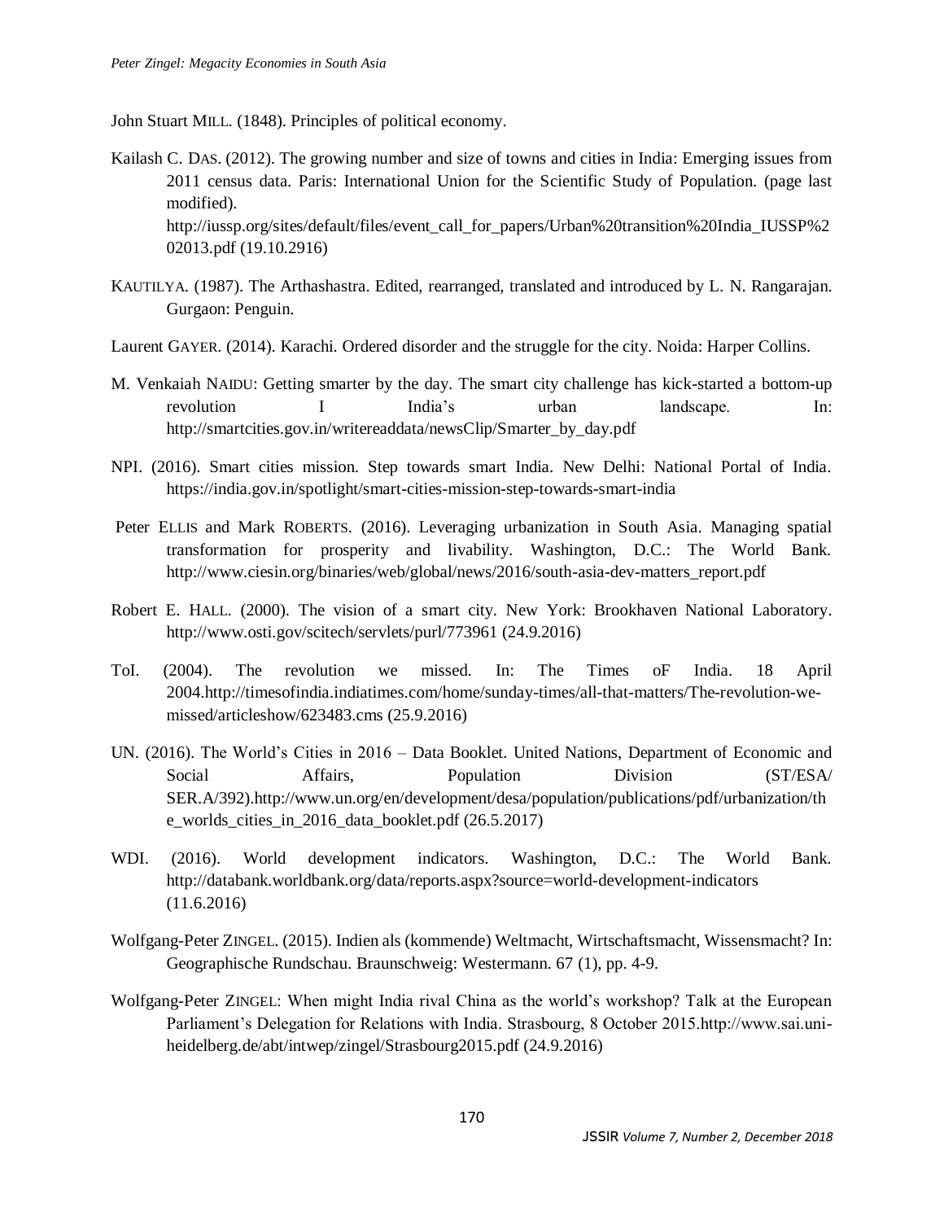John Stuart MILL. (1848). Principles of political economy.

Kailash C. DAS. (2012). The growing number and size of towns and cities in India: Emerging issues from 2011 census data. Paris: International Union for the Scientific Study of Population. (page last modified). http://iussp.org/sites/default/files/event_call_for_papers/Urban%20transition%20India_IUSSP%202013.pdf (19.10.2916)

KAUTILYA. (1987). The Arthashastra. Edited, rearranged, translated and introduced by L. N. Rangarajan. Gurgaon: Penguin.

Laurent GAYER. (2014). Karachi. Ordered disorder and the struggle for the city. Noida: Harper Collins.

M. Venkaiah NAIDU: Getting smarter by the day. The smart city challenge has kick-started a bottom-up revolution I India's urban landscape. In: http://smartcities.gov.in/writereaddata/newsClip/Smarter_by_day.pdf

NPI. (2016). Smart cities mission. Step towards smart India. New Delhi: National Portal of India. https://india.gov.in/spotlight/smart-cities-mission-step-towards-smart-india

Peter ELLIS and Mark ROBERTS. (2016). Leveraging urbanization in South Asia. Managing spatial transformation for prosperity and livability. Washington, D.C.: The World Bank. http://www.ciesin.org/binaries/web/global/news/2016/south-asia-dev-matters_report.pdf

Robert E. HALL. (2000). The vision of a smart city. New York: Brookhaven National Laboratory. http://www.osti.gov/scitech/servlets/purl/773961 (24.9.2016)

ToI. (2004). The revolution we missed. In: The Times oF India. 18 April 2004.http://timesofindia.indiatimes.com/home/sunday-times/all-that-matters/The-revolution-we-missed/articleshow/623483.cms (25.9.2016)

UN. (2016). The World's Cities in 2016 – Data Booklet. United Nations, Department of Economic and Social Affairs, Population Division (ST/ESA/ SER.A/392).http://www.un.org/en/development/desa/population/publications/pdf/urbanization/the_worlds_cities_in_2016_data_booklet.pdf (26.5.2017)

WDI. (2016). World development indicators. Washington, D.C.: The World Bank. http://databank.worldbank.org/data/reports.aspx?source=world-development-indicators (11.6.2016)

Wolfgang-Peter ZINGEL. (2015). Indien als (kommende) Weltmacht, Wirtschaftsmacht, Wissensmacht? In: Geographische Rundschau. Braunschweig: Westermann. 67 (1), pp. 4-9.

Wolfgang-Peter ZINGEL: When might India rival China as the world's workshop? Talk at the European Parliament's Delegation for Relations with India. Strasbourg, 8 October 2015.http://www.sai.uni-heidelberg.de/abt/intwep/zingel/Strasbourg2015.pdf (24.9.2016)